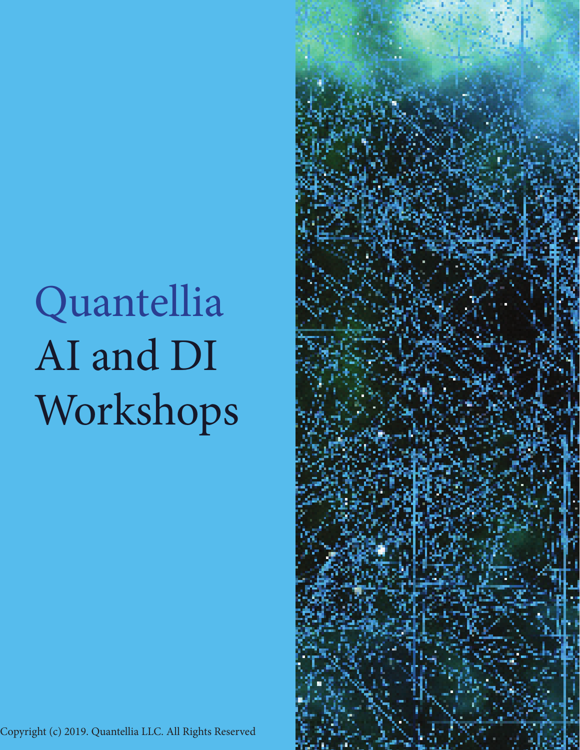# Quantellia AI and DI Workshops

Copyright (c) 2019. Quantellia LLC. All Rights Reserved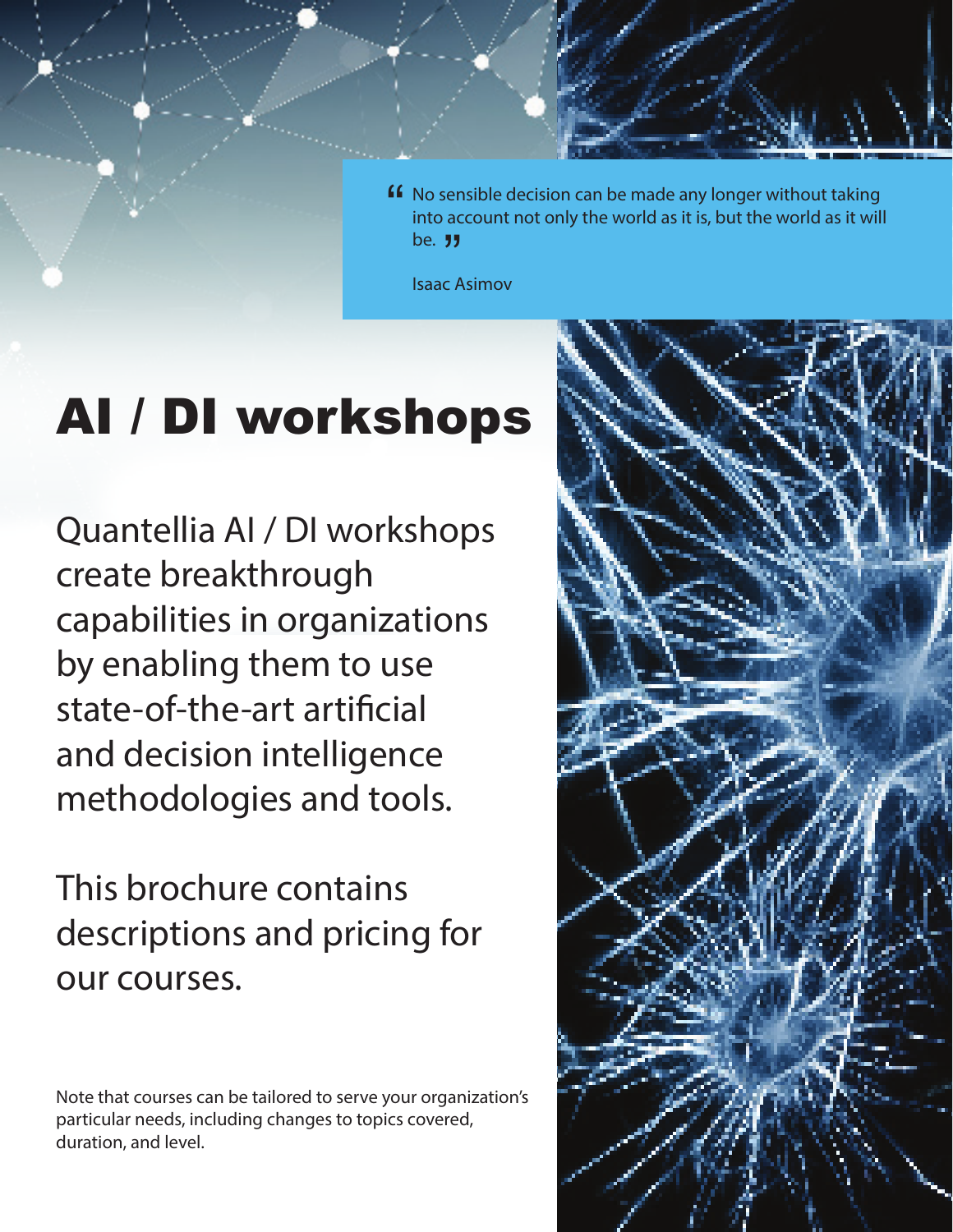> No sensible decision can be made any longer without taking into account not only the world as it is, but the world as it will be.
>
> Isaac Asimov

# AI / DI workshops

Quantellia AI / DI workshops create breakthrough capabilities in organizations by enabling them to use state-of-the-art artificial and decision intelligence methodologies and tools.

This brochure contains descriptions and pricing for our courses.

Note that courses can be tailored to serve your organization's particular needs, including changes to topics covered, duration, and level.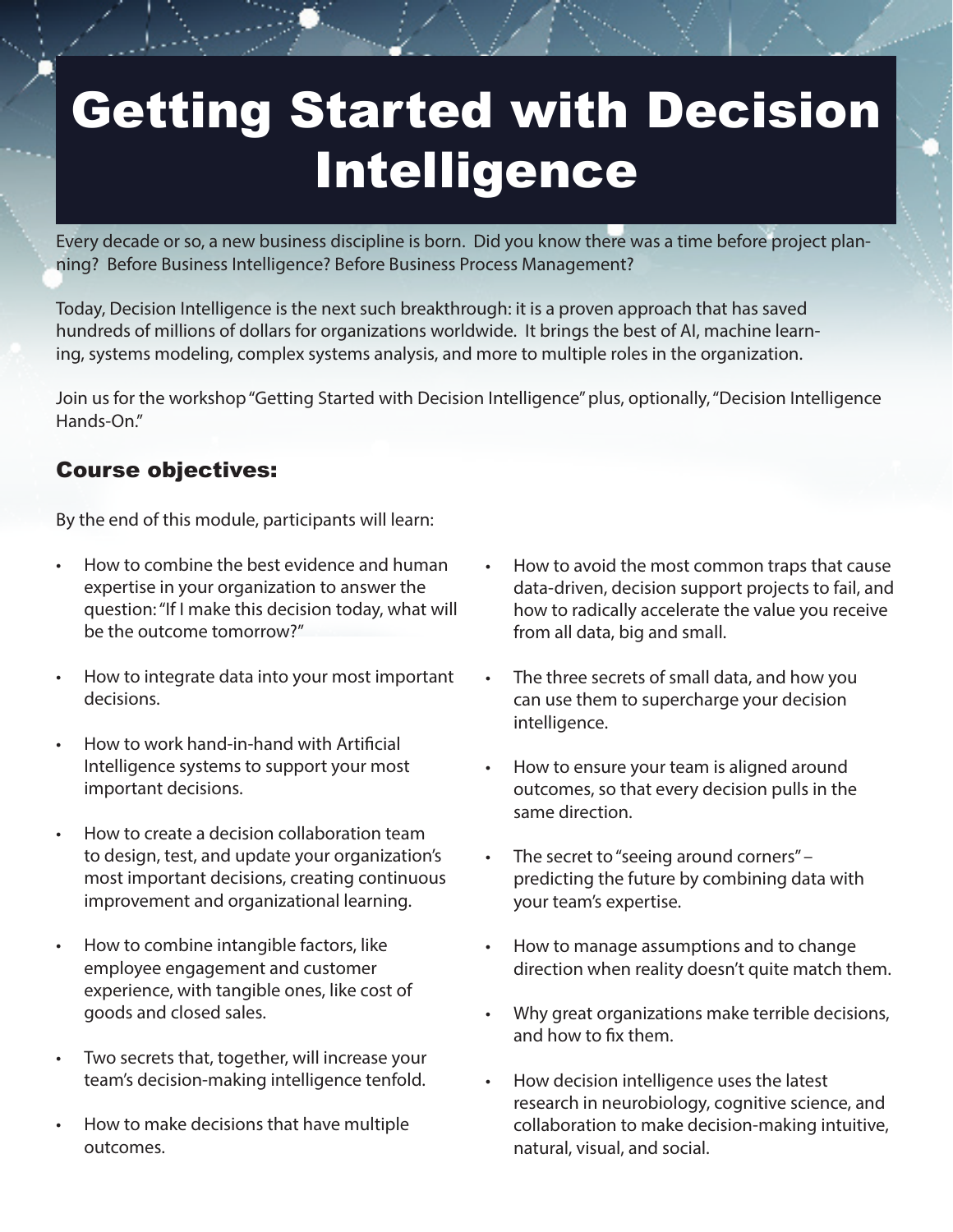# Getting Started with Decision Intelligence

Every decade or so, a new business discipline is born. Did you know there was a time before project planning? Before Business Intelligence? Before Business Process Management?

Today, Decision Intelligence is the next such breakthrough: it is a proven approach that has saved hundreds of millions of dollars for organizations worldwide. It brings the best of AI, machine learning, systems modeling, complex systems analysis, and more to multiple roles in the organization.

Join us for the workshop "Getting Started with Decision Intelligence" plus, optionally, "Decision Intelligence Hands-On."

## Course objectives:

By the end of this module, participants will learn:

- How to combine the best evidence and human expertise in your organization to answer the question: "If I make this decision today, what will be the outcome tomorrow?"
- How to integrate data into your most important decisions.
- How to work hand-in-hand with Artificial Intelligence systems to support your most important decisions.
- How to create a decision collaboration team to design, test, and update your organization's most important decisions, creating continuous improvement and organizational learning.
- How to combine intangible factors, like employee engagement and customer experience, with tangible ones, like cost of goods and closed sales.
- Two secrets that, together, will increase your team's decision-making intelligence tenfold.
- How to make decisions that have multiple outcomes.
- How to avoid the most common traps that cause data-driven, decision support projects to fail, and how to radically accelerate the value you receive from all data, big and small.
- The three secrets of small data, and how you can use them to supercharge your decision intelligence.
- How to ensure your team is aligned around outcomes, so that every decision pulls in the same direction.
- The secret to "seeing around corners" – predicting the future by combining data with your team's expertise.
- How to manage assumptions and to change direction when reality doesn't quite match them.
- Why great organizations make terrible decisions, and how to fix them.
- How decision intelligence uses the latest research in neurobiology, cognitive science, and collaboration to make decision-making intuitive, natural, visual, and social.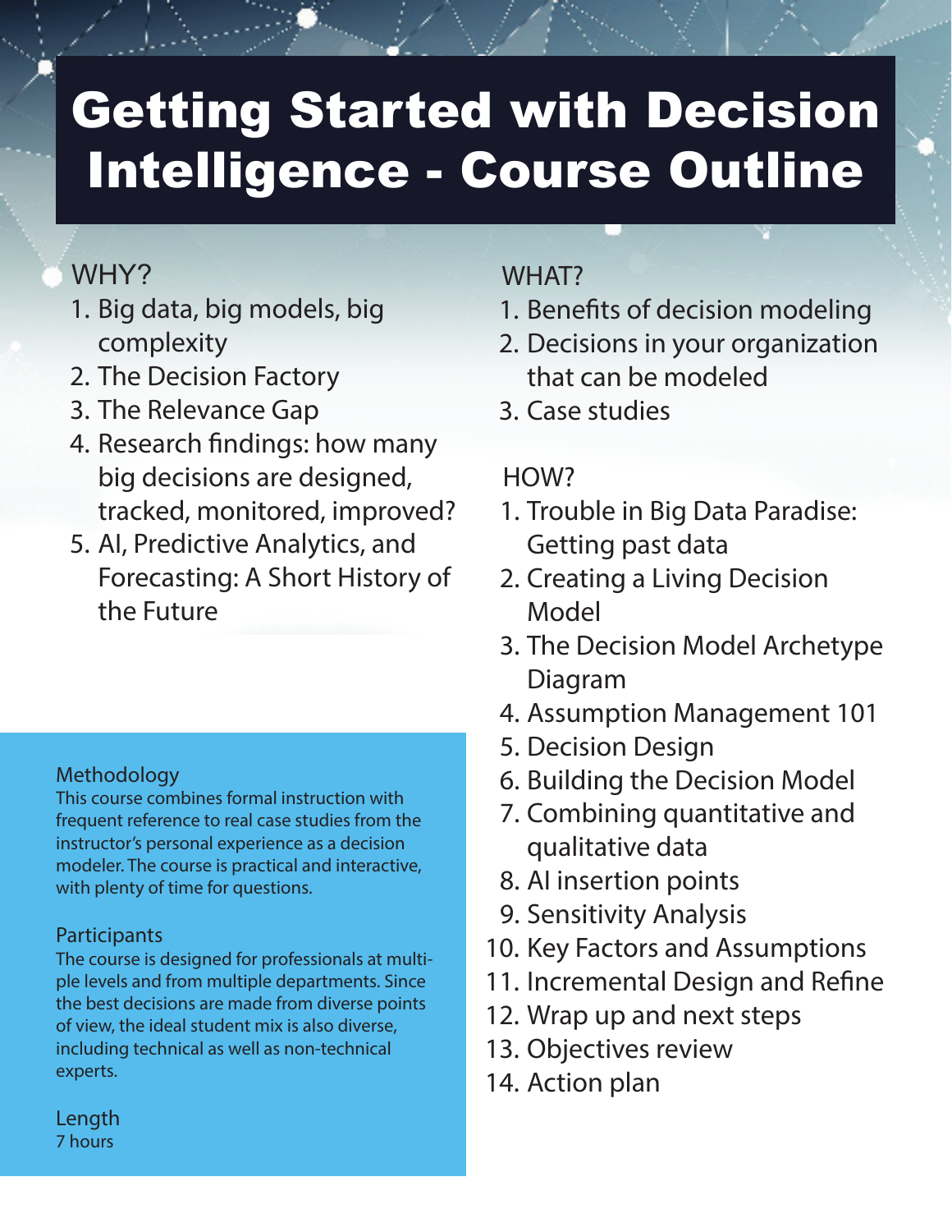# Getting Started with Decision Intelligence - Course Outline

## WHY?

1. Big data, big models, big complexity
2. The Decision Factory
3. The Relevance Gap
4. Research findings: how many big decisions are designed, tracked, monitored, improved?
5. AI, Predictive Analytics, and Forecasting: A Short History of the Future

## WHAT?

1. Benefits of decision modeling
2. Decisions in your organization that can be modeled
3. Case studies

## HOW?

1. Trouble in Big Data Paradise: Getting past data
2. Creating a Living Decision Model
3. The Decision Model Archetype Diagram
4. Assumption Management 101
5. Decision Design
6. Building the Decision Model
7. Combining quantitative and qualitative data
8. AI insertion points
9. Sensitivity Analysis
10. Key Factors and Assumptions
11. Incremental Design and Refine
12. Wrap up and next steps
13. Objectives review
14. Action plan

### Methodology

This course combines formal instruction with frequent reference to real case studies from the instructor's personal experience as a decision modeler. The course is practical and interactive, with plenty of time for questions.

### Participants

The course is designed for professionals at multiple levels and from multiple departments. Since the best decisions are made from diverse points of view, the ideal student mix is also diverse, including technical as well as non-technical experts.

### Length

7 hours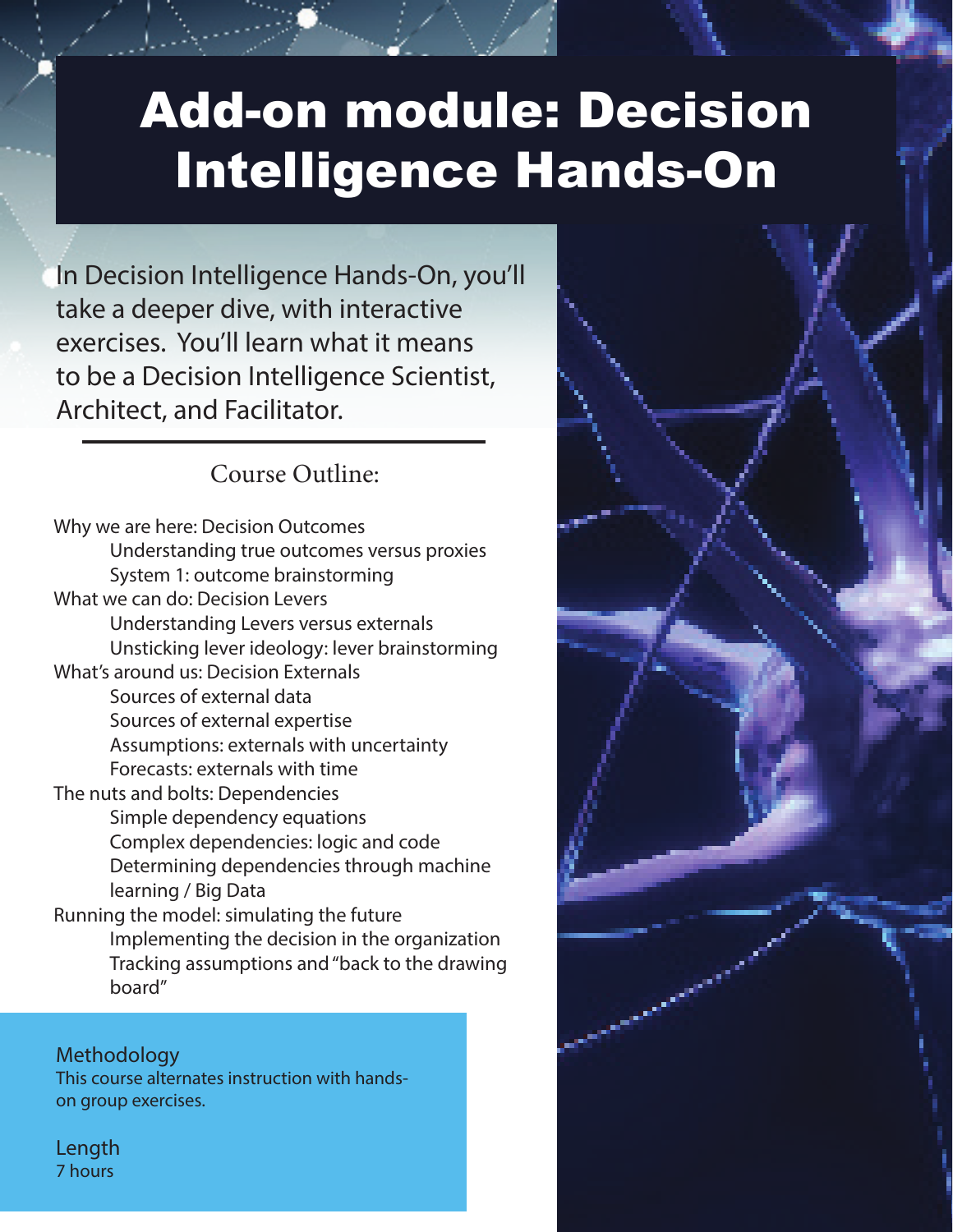# Add-on module: Decision Intelligence Hands-On

In Decision Intelligence Hands-On, you'll take a deeper dive, with interactive exercises. You'll learn what it means to be a Decision Intelligence Scientist, Architect, and Facilitator.

## Course Outline:

- Why we are here: Decision Outcomes
  - Understanding true outcomes versus proxies
  - System 1: outcome brainstorming
- What we can do: Decision Levers
  - Understanding Levers versus externals
  - Unsticking lever ideology: lever brainstorming
- What's around us: Decision Externals
  - Sources of external data
  - Sources of external expertise
  - Assumptions: externals with uncertainty
  - Forecasts: externals with time
- The nuts and bolts: Dependencies
  - Simple dependency equations
  - Complex dependencies: logic and code
  - Determining dependencies through machine learning / Big Data
- Running the model: simulating the future
  - Implementing the decision in the organization
  - Tracking assumptions and "back to the drawing board"

### Methodology

This course alternates instruction with hands-on group exercises.

### Length

7 hours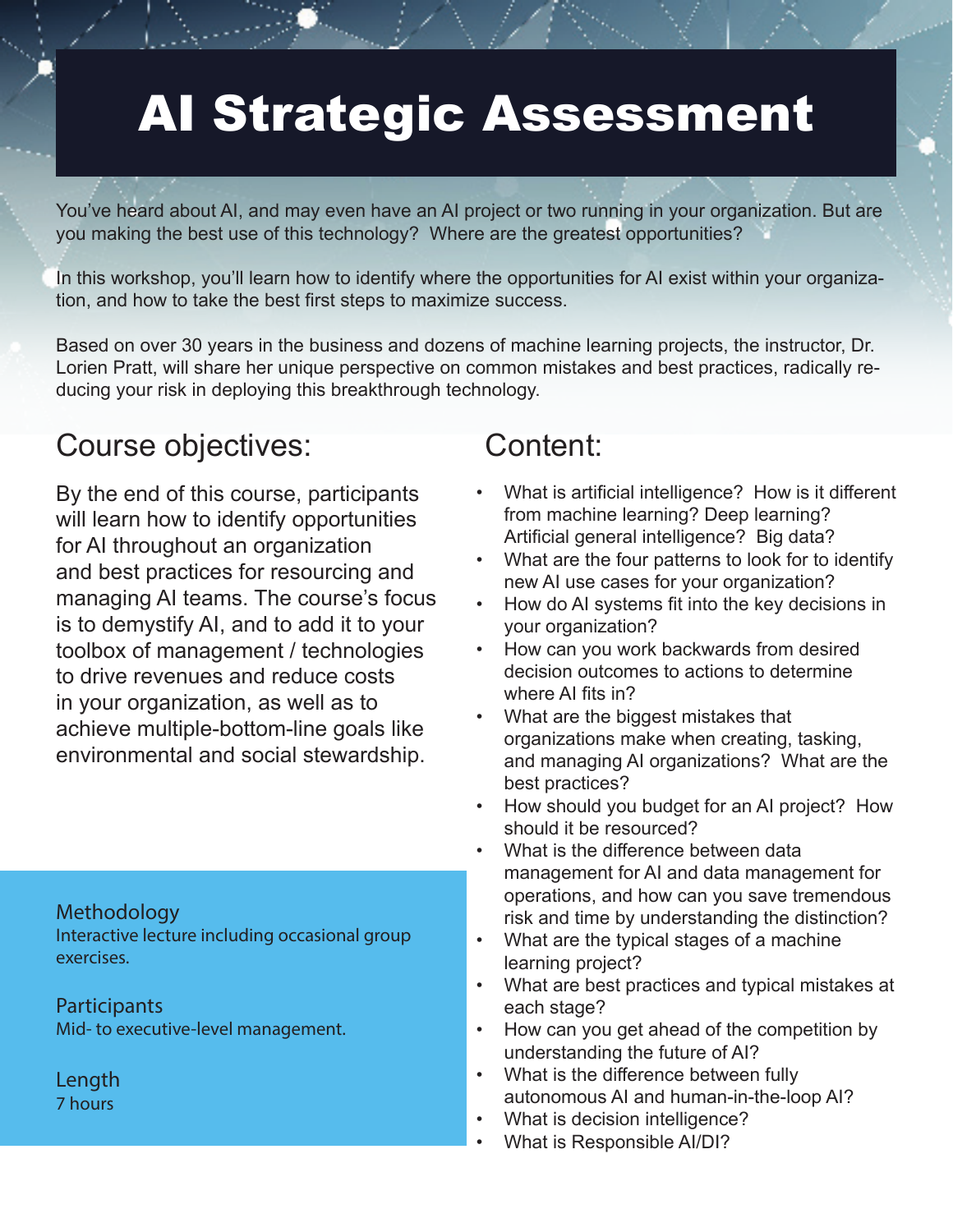# AI Strategic Assessment

You've heard about AI, and may even have an AI project or two running in your organization. But are you making the best use of this technology? Where are the greatest opportunities?

In this workshop, you'll learn how to identify where the opportunities for AI exist within your organization, and how to take the best first steps to maximize success.

Based on over 30 years in the business and dozens of machine learning projects, the instructor, Dr. Lorien Pratt, will share her unique perspective on common mistakes and best practices, radically reducing your risk in deploying this breakthrough technology.

## Course objectives:

By the end of this course, participants will learn how to identify opportunities for AI throughout an organization and best practices for resourcing and managing AI teams. The course's focus is to demystify AI, and to add it to your toolbox of management / technologies to drive revenues and reduce costs in your organization, as well as to achieve multiple-bottom-line goals like environmental and social stewardship.

### Methodology

Interactive lecture including occasional group exercises.

### Participants

Mid- to executive-level management.

### Length

7 hours

## Content:

- What is artificial intelligence? How is it different from machine learning? Deep learning? Artificial general intelligence? Big data?
- What are the four patterns to look for to identify new AI use cases for your organization?
- How do AI systems fit into the key decisions in your organization?
- How can you work backwards from desired decision outcomes to actions to determine where AI fits in?
- What are the biggest mistakes that organizations make when creating, tasking, and managing AI organizations? What are the best practices?
- How should you budget for an AI project? How should it be resourced?
- What is the difference between data management for AI and data management for operations, and how can you save tremendous risk and time by understanding the distinction?
- What are the typical stages of a machine learning project?
- What are best practices and typical mistakes at each stage?
- How can you get ahead of the competition by understanding the future of AI?
- What is the difference between fully autonomous AI and human-in-the-loop AI?
- What is decision intelligence?
- What is Responsible AI/DI?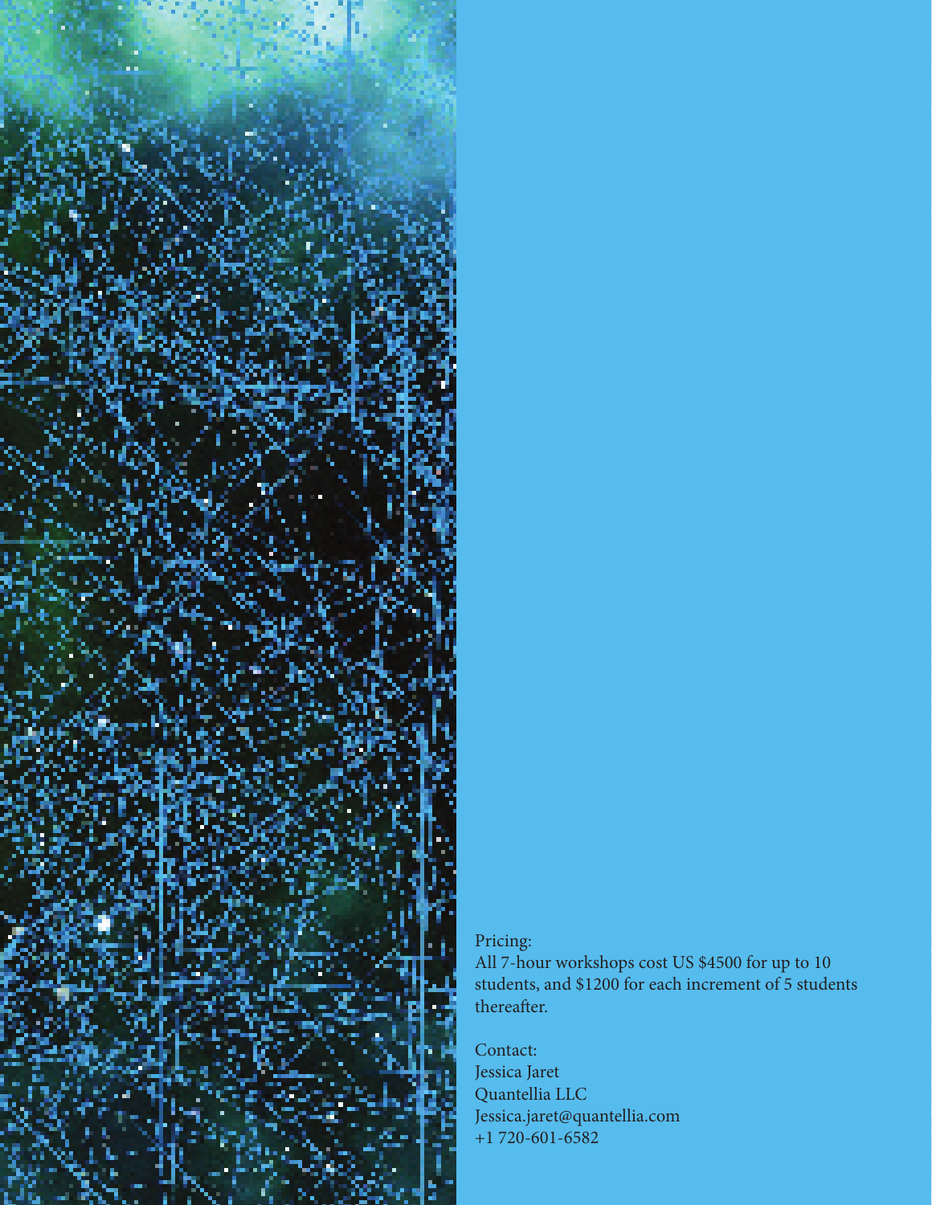Pricing:
All 7-hour workshops cost US $4500 for up to 10 students, and $1200 for each increment of 5 students thereafter.

Contact:
Jessica Jaret
Quantellia LLC
Jessica.jaret@quantellia.com
+1 720-601-6582